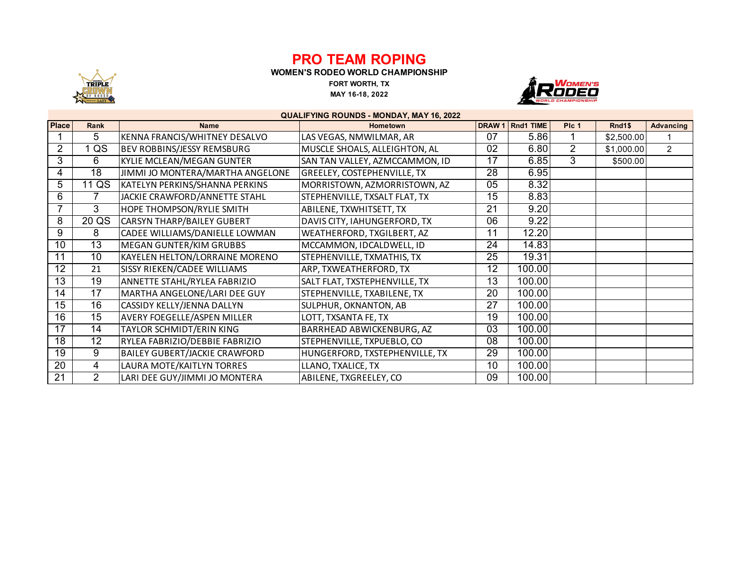# PRO TEAM ROPING

**WOMEN'S RODEO WORLD CHAMPIONSHIP**

**FORT WORTH, TX**

**MAY 16-18, 2022**

**QUALIFYING ROUNDS - MONDAY, MAY 16, 2022**

| Place | Rank | Name | Hometown | DRAW 1 | Rnd1 TIME | Plc 1 | Rnd1$ | Advancing |
|---|---|---|---|---|---|---|---|---|
| 1 | 5 | KENNA FRANCIS/WHITNEY DESALVO | LAS VEGAS, NMWILMAR, AR | 07 | 5.86 | 1 | $2,500.00 | 1 |
| 2 | 1 QS | BEV ROBBINS/JESSY REMSBURG | MUSCLE SHOALS, ALLEIGHTON, AL | 02 | 6.80 | 2 | $1,000.00 | 2 |
| 3 | 6 | KYLIE MCLEAN/MEGAN GUNTER | SAN TAN VALLEY, AZMCCAMMON, ID | 17 | 6.85 | 3 | $500.00 | |
| 4 | 18 | JIMMI JO MONTERA/MARTHA ANGELONE | GREELEY, COSTEPHENVILLE, TX | 28 | 6.95 | | | |
| 5 | 11 QS | KATELYN PERKINS/SHANNA PERKINS | MORRISTOWN, AZMORRISTOWN, AZ | 05 | 8.32 | | | |
| 6 | 7 | JACKIE CRAWFORD/ANNETTE STAHL | STEPHENVILLE, TXSALT FLAT, TX | 15 | 8.83 | | | |
| 7 | 3 | HOPE THOMPSON/RYLIE SMITH | ABILENE, TXWHITSETT, TX | 21 | 9.20 | | | |
| 8 | 20 QS | CARSYN THARP/BAILEY GUBERT | DAVIS CITY, IAHUNGERFORD, TX | 06 | 9.22 | | | |
| 9 | 8 | CADEE WILLIAMS/DANIELLE LOWMAN | WEATHERFORD, TXGILBERT, AZ | 11 | 12.20 | | | |
| 10 | 13 | MEGAN GUNTER/KIM GRUBBS | MCCAMMON, IDCALDWELL, ID | 24 | 14.83 | | | |
| 11 | 10 | KAYELEN HELTON/LORRAINE MORENO | STEPHENVILLE, TXMATHIS, TX | 25 | 19.31 | | | |
| 12 | 21 | SISSY RIEKEN/CADEE WILLIAMS | ARP, TXWEATHERFORD, TX | 12 | 100.00 | | | |
| 13 | 19 | ANNETTE STAHL/RYLEA FABRIZIO | SALT FLAT, TXSTEPHENVILLE, TX | 13 | 100.00 | | | |
| 14 | 17 | MARTHA ANGELONE/LARI DEE GUY | STEPHENVILLE, TXABILENE, TX | 20 | 100.00 | | | |
| 15 | 16 | CASSIDY KELLY/JENNA DALLYN | SULPHUR, OKNANTON, AB | 27 | 100.00 | | | |
| 16 | 15 | AVERY FOEGELLE/ASPEN MILLER | LOTT, TXSANTA FE, TX | 19 | 100.00 | | | |
| 17 | 14 | TAYLOR SCHMIDT/ERIN KING | BARRHEAD ABWICKENBURG, AZ | 03 | 100.00 | | | |
| 18 | 12 | RYLEA FABRIZIO/DEBBIE FABRIZIO | STEPHENVILLE, TXPUEBLO, CO | 08 | 100.00 | | | |
| 19 | 9 | BAILEY GUBERT/JACKIE CRAWFORD | HUNGERFORD, TXSTEPHENVILLE, TX | 29 | 100.00 | | | |
| 20 | 4 | LAURA MOTE/KAITLYN TORRES | LLANO, TXALICE, TX | 10 | 100.00 | | | |
| 21 | 2 | LARI DEE GUY/JIMMI JO MONTERA | ABILENE, TXGREELEY, CO | 09 | 100.00 | | | |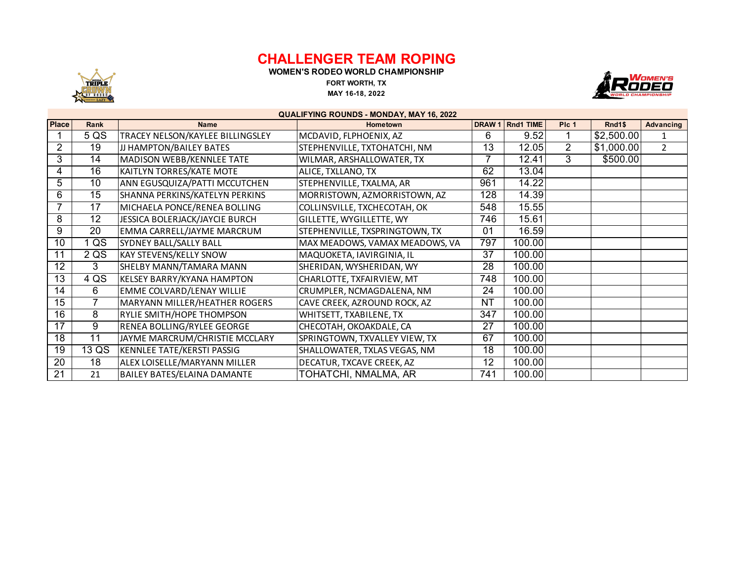# CHALLENGER TEAM ROPING

**WOMEN'S RODEO WORLD CHAMPIONSHIP**

**FORT WORTH, TX**

**MAY 16-18, 2022**

**QUALIFYING ROUNDS - MONDAY, MAY 16, 2022**

| Place | Rank | Name | Hometown | DRAW 1 | Rnd1 TIME | Plc 1 | Rnd1$ | Advancing |
|---|---|---|---|---|---|---|---|---|
| 1 | 5 QS | TRACEY NELSON/KAYLEE BILLINGSLEY | MCDAVID, FLPHOENIX, AZ | 6 | 9.52 | 1 | $2,500.00 | 1 |
| 2 | 19 | JJ HAMPTON/BAILEY BATES | STEPHENVILLE, TXTOHATCHI, NM | 13 | 12.05 | 2 | $1,000.00 | 2 |
| 3 | 14 | MADISON WEBB/KENNLEE TATE | WILMAR, ARSHALLOWATER, TX | 7 | 12.41 | 3 | $500.00 | |
| 4 | 16 | KAITLYN TORRES/KATE MOTE | ALICE, TXLLANO, TX | 62 | 13.04 | | | |
| 5 | 10 | ANN EGUSQUIZA/PATTI MCCUTCHEN | STEPHENVILLE, TXALMA, AR | 961 | 14.22 | | | |
| 6 | 15 | SHANNA PERKINS/KATELYN PERKINS | MORRISTOWN, AZMORRISTOWN, AZ | 128 | 14.39 | | | |
| 7 | 17 | MICHAELA PONCE/RENEA BOLLING | COLLINSVILLE, TXCHECOTAH, OK | 548 | 15.55 | | | |
| 8 | 12 | JESSICA BOLERJACK/JAYCIE BURCH | GILLETTE, WYGILLETTE, WY | 746 | 15.61 | | | |
| 9 | 20 | EMMA CARRELL/JAYME MARCRUM | STEPHENVILLE, TXSPRINGTOWN, TX | 01 | 16.59 | | | |
| 10 | 1 QS | SYDNEY BALL/SALLY BALL | MAX MEADOWS, VAMAX MEADOWS, VA | 797 | 100.00 | | | |
| 11 | 2 QS | KAY STEVENS/KELLY SNOW | MAQUOKETA, IAVIRGINIA, IL | 37 | 100.00 | | | |
| 12 | 3 | SHELBY MANN/TAMARA MANN | SHERIDAN, WYSHERIDAN, WY | 28 | 100.00 | | | |
| 13 | 4 QS | KELSEY BARRY/KYANA HAMPTON | CHARLOTTE, TXFAIRVIEW, MT | 748 | 100.00 | | | |
| 14 | 6 | EMME COLVARD/LENAY WILLIE | CRUMPLER, NCMAGDALENA, NM | 24 | 100.00 | | | |
| 15 | 7 | MARYANN MILLER/HEATHER ROGERS | CAVE CREEK, AZROUND ROCK, AZ | NT | 100.00 | | | |
| 16 | 8 | RYLIE SMITH/HOPE THOMPSON | WHITSETT, TXABILENE, TX | 347 | 100.00 | | | |
| 17 | 9 | RENEA BOLLING/RYLEE GEORGE | CHECOTAH, OKOAKDALE, CA | 27 | 100.00 | | | |
| 18 | 11 | JAYME MARCRUM/CHRISTIE MCCLARY | SPRINGTOWN, TXVALLEY VIEW, TX | 67 | 100.00 | | | |
| 19 | 13 QS | KENNLEE TATE/KERSTI PASSIG | SHALLOWATER, TXLAS VEGAS, NM | 18 | 100.00 | | | |
| 20 | 18 | ALEX LOISELLE/MARYANN MILLER | DECATUR, TXCAVE CREEK, AZ | 12 | 100.00 | | | |
| 21 | 21 | BAILEY BATES/ELAINA DAMANTE | TOHATCHI, NMALMA, AR | 741 | 100.00 | | | |